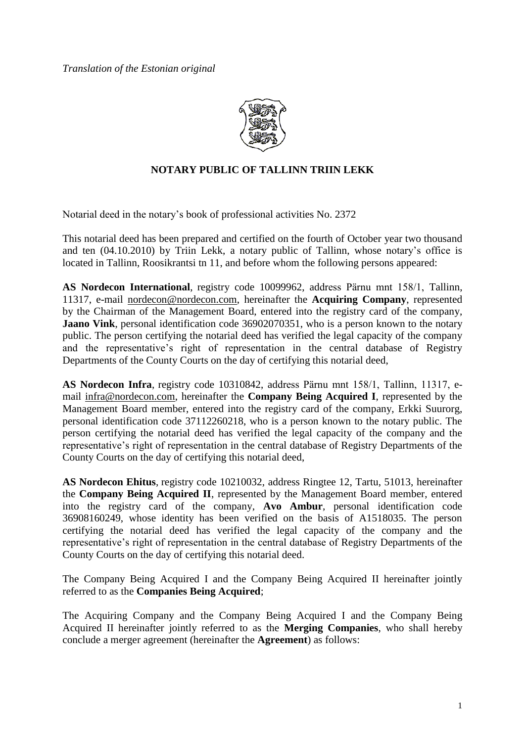*Translation of the Estonian original*

**NOTARY PUBLIC OF TALLINN TRIIN LEKK**

Notarial deed in the notary's book of professional activities No. 2372

This notarial deed has been prepared and certified on the fourth of October year two thousand and ten (04.10.2010) by Triin Lekk, a notary public of Tallinn, whose notary's office is located in Tallinn, Roosikrantsi tn 11, and before whom the following persons appeared:

**AS Nordecon International**, registry code 10099962, address Pärnu mnt 158/1, Tallinn, 11317, e-mail nordecon@nordecon.com, hereinafter the **Acquiring Company**, represented by the Chairman of the Management Board, entered into the registry card of the company, **Jaano Vink**, personal identification code 36902070351, who is a person known to the notary public. The person certifying the notarial deed has verified the legal capacity of the company and the representative's right of representation in the central database of Registry Departments of the County Courts on the day of certifying this notarial deed,

**AS Nordecon Infra**, registry code 10310842, address Pärnu mnt 158/1, Tallinn, 11317, e-mail infra@nordecon.com, hereinafter the **Company Being Acquired I**, represented by the Management Board member, entered into the registry card of the company, Erkki Suurorg, personal identification code 37112260218, who is a person known to the notary public. The person certifying the notarial deed has verified the legal capacity of the company and the representative's right of representation in the central database of Registry Departments of the County Courts on the day of certifying this notarial deed,

**AS Nordecon Ehitus**, registry code 10210032, address Ringtee 12, Tartu, 51013, hereinafter the **Company Being Acquired II**, represented by the Management Board member, entered into the registry card of the company, **Avo Ambur**, personal identification code 36908160249, whose identity has been verified on the basis of A1518035. The person certifying the notarial deed has verified the legal capacity of the company and the representative's right of representation in the central database of Registry Departments of the County Courts on the day of certifying this notarial deed.

The Company Being Acquired I and the Company Being Acquired II hereinafter jointly referred to as the **Companies Being Acquired**;

The Acquiring Company and the Company Being Acquired I and the Company Being Acquired II hereinafter jointly referred to as the **Merging Companies**, who shall hereby conclude a merger agreement (hereinafter the **Agreement**) as follows: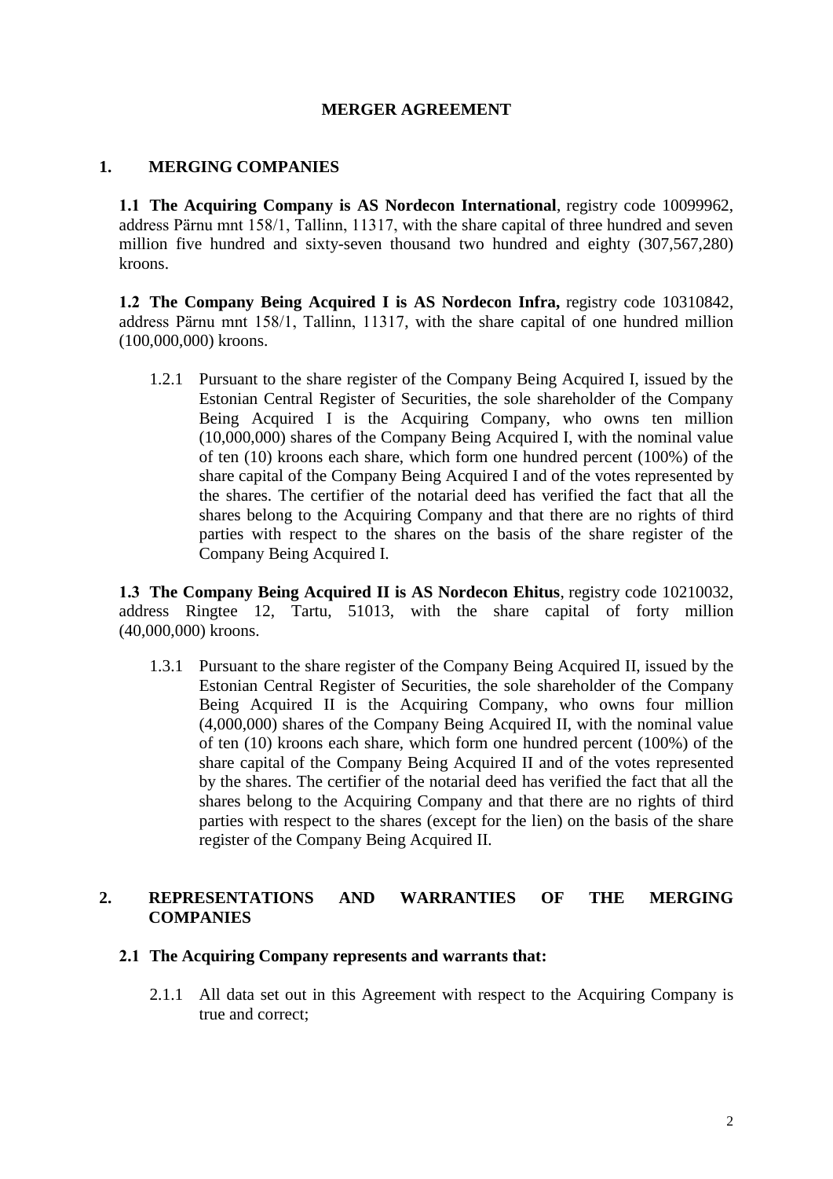## MERGER AGREEMENT

## 1. MERGING COMPANIES

**1.1 The Acquiring Company is AS Nordecon International**, registry code 10099962, address Pärnu mnt 158/1, Tallinn, 11317, with the share capital of three hundred and seven million five hundred and sixty-seven thousand two hundred and eighty (307,567,280) kroons.

**1.2 The Company Being Acquired I is AS Nordecon Infra,** registry code 10310842, address Pärnu mnt 158/1, Tallinn, 11317, with the share capital of one hundred million (100,000,000) kroons.

1.2.1 Pursuant to the share register of the Company Being Acquired I, issued by the Estonian Central Register of Securities, the sole shareholder of the Company Being Acquired I is the Acquiring Company, who owns ten million (10,000,000) shares of the Company Being Acquired I, with the nominal value of ten (10) kroons each share, which form one hundred percent (100%) of the share capital of the Company Being Acquired I and of the votes represented by the shares. The certifier of the notarial deed has verified the fact that all the shares belong to the Acquiring Company and that there are no rights of third parties with respect to the shares on the basis of the share register of the Company Being Acquired I.

**1.3 The Company Being Acquired II is AS Nordecon Ehitus**, registry code 10210032, address Ringtee 12, Tartu, 51013, with the share capital of forty million (40,000,000) kroons.

1.3.1 Pursuant to the share register of the Company Being Acquired II, issued by the Estonian Central Register of Securities, the sole shareholder of the Company Being Acquired II is the Acquiring Company, who owns four million (4,000,000) shares of the Company Being Acquired II, with the nominal value of ten (10) kroons each share, which form one hundred percent (100%) of the share capital of the Company Being Acquired II and of the votes represented by the shares. The certifier of the notarial deed has verified the fact that all the shares belong to the Acquiring Company and that there are no rights of third parties with respect to the shares (except for the lien) on the basis of the share register of the Company Being Acquired II.

## 2. REPRESENTATIONS AND WARRANTIES OF THE MERGING COMPANIES

### 2.1 The Acquiring Company represents and warrants that:

2.1.1 All data set out in this Agreement with respect to the Acquiring Company is true and correct;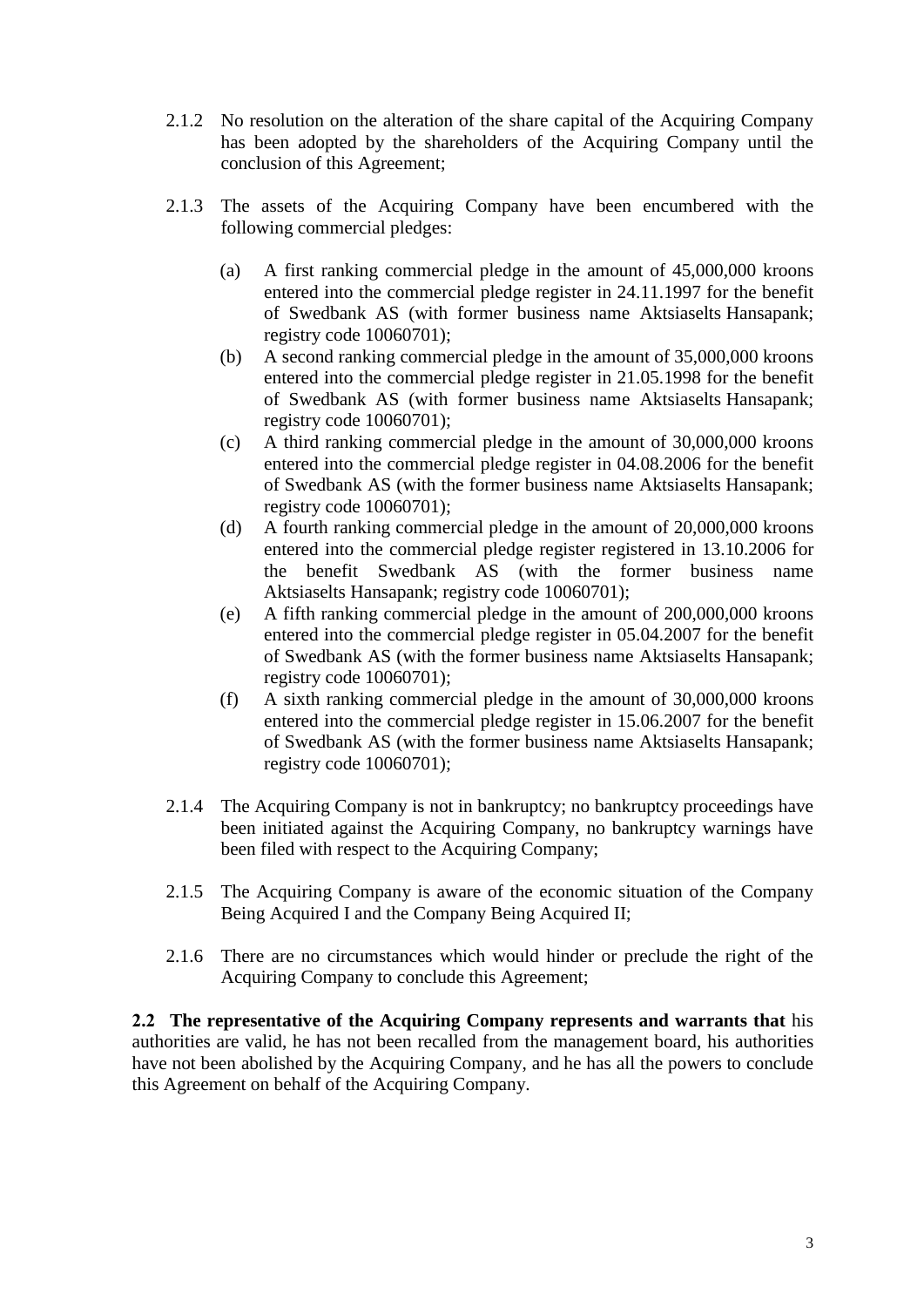2.1.2 No resolution on the alteration of the share capital of the Acquiring Company has been adopted by the shareholders of the Acquiring Company until the conclusion of this Agreement;

2.1.3 The assets of the Acquiring Company have been encumbered with the following commercial pledges:

(a) A first ranking commercial pledge in the amount of 45,000,000 kroons entered into the commercial pledge register in 24.11.1997 for the benefit of Swedbank AS (with former business name Aktsiaselts Hansapank; registry code 10060701);
(b) A second ranking commercial pledge in the amount of 35,000,000 kroons entered into the commercial pledge register in 21.05.1998 for the benefit of Swedbank AS (with former business name Aktsiaselts Hansapank; registry code 10060701);
(c) A third ranking commercial pledge in the amount of 30,000,000 kroons entered into the commercial pledge register in 04.08.2006 for the benefit of Swedbank AS (with the former business name Aktsiaselts Hansapank; registry code 10060701);
(d) A fourth ranking commercial pledge in the amount of 20,000,000 kroons entered into the commercial pledge register registered in 13.10.2006 for the benefit Swedbank AS (with the former business name Aktsiaselts Hansapank; registry code 10060701);
(e) A fifth ranking commercial pledge in the amount of 200,000,000 kroons entered into the commercial pledge register in 05.04.2007 for the benefit of Swedbank AS (with the former business name Aktsiaselts Hansapank; registry code 10060701);
(f) A sixth ranking commercial pledge in the amount of 30,000,000 kroons entered into the commercial pledge register in 15.06.2007 for the benefit of Swedbank AS (with the former business name Aktsiaselts Hansapank; registry code 10060701);

2.1.4 The Acquiring Company is not in bankruptcy; no bankruptcy proceedings have been initiated against the Acquiring Company, no bankruptcy warnings have been filed with respect to the Acquiring Company;

2.1.5 The Acquiring Company is aware of the economic situation of the Company Being Acquired I and the Company Being Acquired II;

2.1.6 There are no circumstances which would hinder or preclude the right of the Acquiring Company to conclude this Agreement;

**2.2 The representative of the Acquiring Company represents and warrants that** his authorities are valid, he has not been recalled from the management board, his authorities have not been abolished by the Acquiring Company, and he has all the powers to conclude this Agreement on behalf of the Acquiring Company.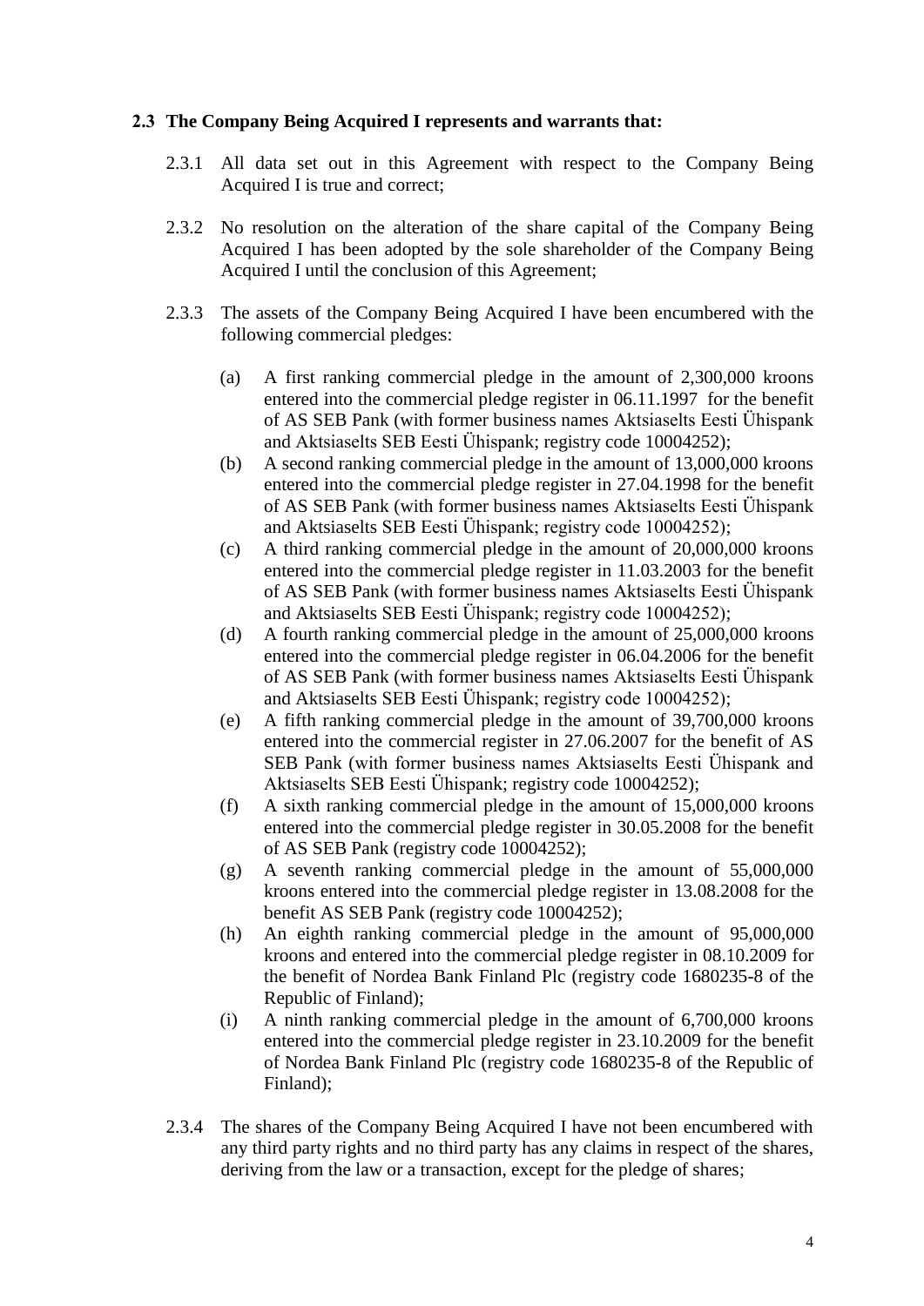### 2.3 The Company Being Acquired I represents and warrants that:

2.3.1 All data set out in this Agreement with respect to the Company Being Acquired I is true and correct;

2.3.2 No resolution on the alteration of the share capital of the Company Being Acquired I has been adopted by the sole shareholder of the Company Being Acquired I until the conclusion of this Agreement;

2.3.3 The assets of the Company Being Acquired I have been encumbered with the following commercial pledges:

(a) A first ranking commercial pledge in the amount of 2,300,000 kroons entered into the commercial pledge register in 06.11.1997 for the benefit of AS SEB Pank (with former business names Aktsiaselts Eesti Ühispank and Aktsiaselts SEB Eesti Ühispank; registry code 10004252);

(b) A second ranking commercial pledge in the amount of 13,000,000 kroons entered into the commercial pledge register in 27.04.1998 for the benefit of AS SEB Pank (with former business names Aktsiaselts Eesti Ühispank and Aktsiaselts SEB Eesti Ühispank; registry code 10004252);

(c) A third ranking commercial pledge in the amount of 20,000,000 kroons entered into the commercial pledge register in 11.03.2003 for the benefit of AS SEB Pank (with former business names Aktsiaselts Eesti Ühispank and Aktsiaselts SEB Eesti Ühispank; registry code 10004252);

(d) A fourth ranking commercial pledge in the amount of 25,000,000 kroons entered into the commercial pledge register in 06.04.2006 for the benefit of AS SEB Pank (with former business names Aktsiaselts Eesti Ühispank and Aktsiaselts SEB Eesti Ühispank; registry code 10004252);

(e) A fifth ranking commercial pledge in the amount of 39,700,000 kroons entered into the commercial register in 27.06.2007 for the benefit of AS SEB Pank (with former business names Aktsiaselts Eesti Ühispank and Aktsiaselts SEB Eesti Ühispank; registry code 10004252);

(f) A sixth ranking commercial pledge in the amount of 15,000,000 kroons entered into the commercial pledge register in 30.05.2008 for the benefit of AS SEB Pank (registry code 10004252);

(g) A seventh ranking commercial pledge in the amount of 55,000,000 kroons entered into the commercial pledge register in 13.08.2008 for the benefit AS SEB Pank (registry code 10004252);

(h) An eighth ranking commercial pledge in the amount of 95,000,000 kroons and entered into the commercial pledge register in 08.10.2009 for the benefit of Nordea Bank Finland Plc (registry code 1680235-8 of the Republic of Finland);

(i) A ninth ranking commercial pledge in the amount of 6,700,000 kroons entered into the commercial pledge register in 23.10.2009 for the benefit of Nordea Bank Finland Plc (registry code 1680235-8 of the Republic of Finland);

2.3.4 The shares of the Company Being Acquired I have not been encumbered with any third party rights and no third party has any claims in respect of the shares, deriving from the law or a transaction, except for the pledge of shares;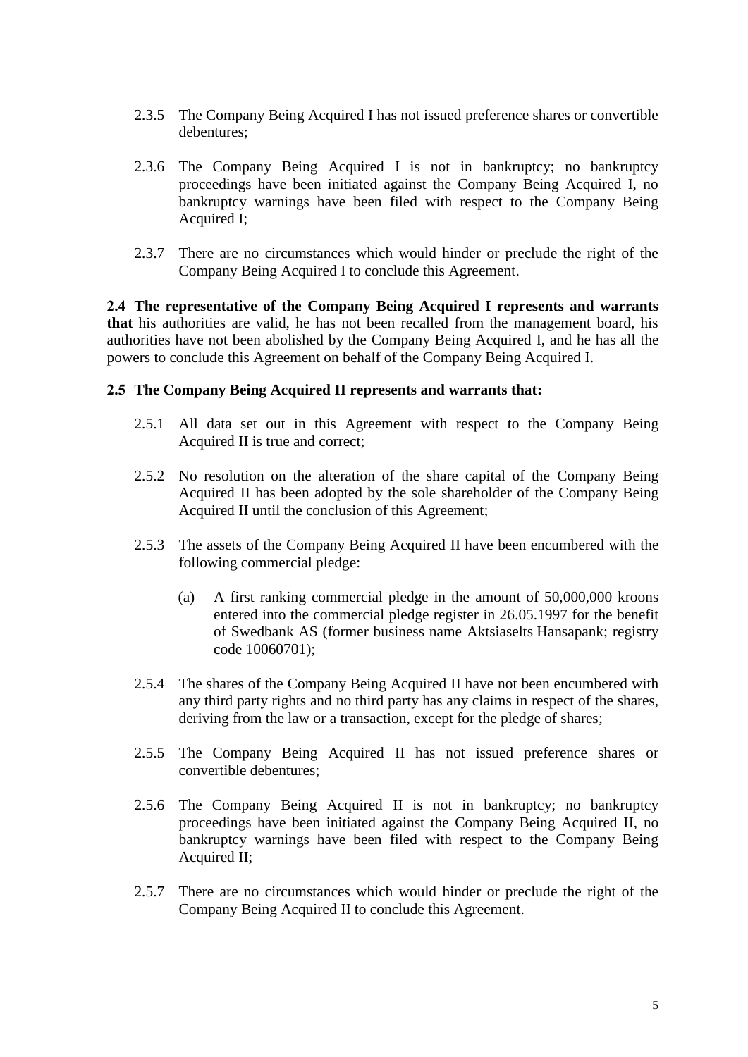2.3.5 The Company Being Acquired I has not issued preference shares or convertible debentures;

2.3.6 The Company Being Acquired I is not in bankruptcy; no bankruptcy proceedings have been initiated against the Company Being Acquired I, no bankruptcy warnings have been filed with respect to the Company Being Acquired I;

2.3.7 There are no circumstances which would hinder or preclude the right of the Company Being Acquired I to conclude this Agreement.

**2.4 The representative of the Company Being Acquired I represents and warrants that** his authorities are valid, he has not been recalled from the management board, his authorities have not been abolished by the Company Being Acquired I, and he has all the powers to conclude this Agreement on behalf of the Company Being Acquired I.

**2.5 The Company Being Acquired II represents and warrants that:**

2.5.1 All data set out in this Agreement with respect to the Company Being Acquired II is true and correct;

2.5.2 No resolution on the alteration of the share capital of the Company Being Acquired II has been adopted by the sole shareholder of the Company Being Acquired II until the conclusion of this Agreement;

2.5.3 The assets of the Company Being Acquired II have been encumbered with the following commercial pledge:

(a) A first ranking commercial pledge in the amount of 50,000,000 kroons entered into the commercial pledge register in 26.05.1997 for the benefit of Swedbank AS (former business name Aktsiaselts Hansapank; registry code 10060701);

2.5.4 The shares of the Company Being Acquired II have not been encumbered with any third party rights and no third party has any claims in respect of the shares, deriving from the law or a transaction, except for the pledge of shares;

2.5.5 The Company Being Acquired II has not issued preference shares or convertible debentures;

2.5.6 The Company Being Acquired II is not in bankruptcy; no bankruptcy proceedings have been initiated against the Company Being Acquired II, no bankruptcy warnings have been filed with respect to the Company Being Acquired II;

2.5.7 There are no circumstances which would hinder or preclude the right of the Company Being Acquired II to conclude this Agreement.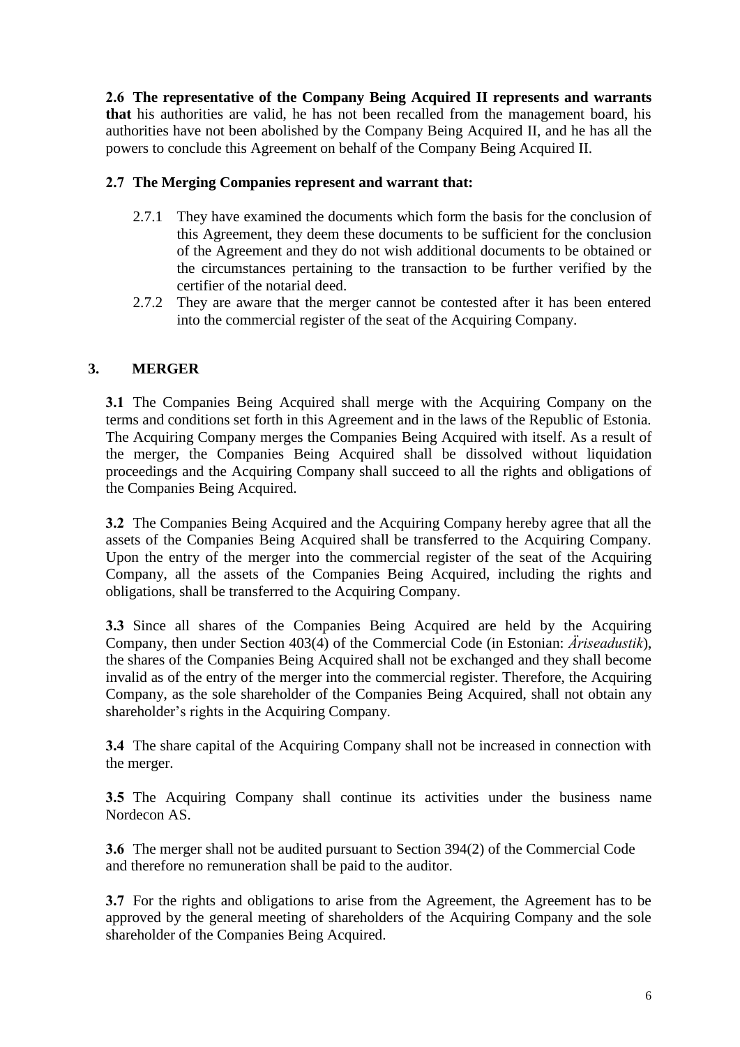**2.6 The representative of the Company Being Acquired II represents and warrants that** his authorities are valid, he has not been recalled from the management board, his authorities have not been abolished by the Company Being Acquired II, and he has all the powers to conclude this Agreement on behalf of the Company Being Acquired II.

**2.7 The Merging Companies represent and warrant that:**

2.7.1 They have examined the documents which form the basis for the conclusion of this Agreement, they deem these documents to be sufficient for the conclusion of the Agreement and they do not wish additional documents to be obtained or the circumstances pertaining to the transaction to be further verified by the certifier of the notarial deed.

2.7.2 They are aware that the merger cannot be contested after it has been entered into the commercial register of the seat of the Acquiring Company.

## 3. MERGER

**3.1** The Companies Being Acquired shall merge with the Acquiring Company on the terms and conditions set forth in this Agreement and in the laws of the Republic of Estonia. The Acquiring Company merges the Companies Being Acquired with itself. As a result of the merger, the Companies Being Acquired shall be dissolved without liquidation proceedings and the Acquiring Company shall succeed to all the rights and obligations of the Companies Being Acquired.

**3.2** The Companies Being Acquired and the Acquiring Company hereby agree that all the assets of the Companies Being Acquired shall be transferred to the Acquiring Company. Upon the entry of the merger into the commercial register of the seat of the Acquiring Company, all the assets of the Companies Being Acquired, including the rights and obligations, shall be transferred to the Acquiring Company.

**3.3** Since all shares of the Companies Being Acquired are held by the Acquiring Company, then under Section 403(4) of the Commercial Code (in Estonian: *Äriseadustik*), the shares of the Companies Being Acquired shall not be exchanged and they shall become invalid as of the entry of the merger into the commercial register. Therefore, the Acquiring Company, as the sole shareholder of the Companies Being Acquired, shall not obtain any shareholder's rights in the Acquiring Company.

**3.4** The share capital of the Acquiring Company shall not be increased in connection with the merger.

**3.5** The Acquiring Company shall continue its activities under the business name Nordecon AS.

**3.6** The merger shall not be audited pursuant to Section 394(2) of the Commercial Code and therefore no remuneration shall be paid to the auditor.

**3.7** For the rights and obligations to arise from the Agreement, the Agreement has to be approved by the general meeting of shareholders of the Acquiring Company and the sole shareholder of the Companies Being Acquired.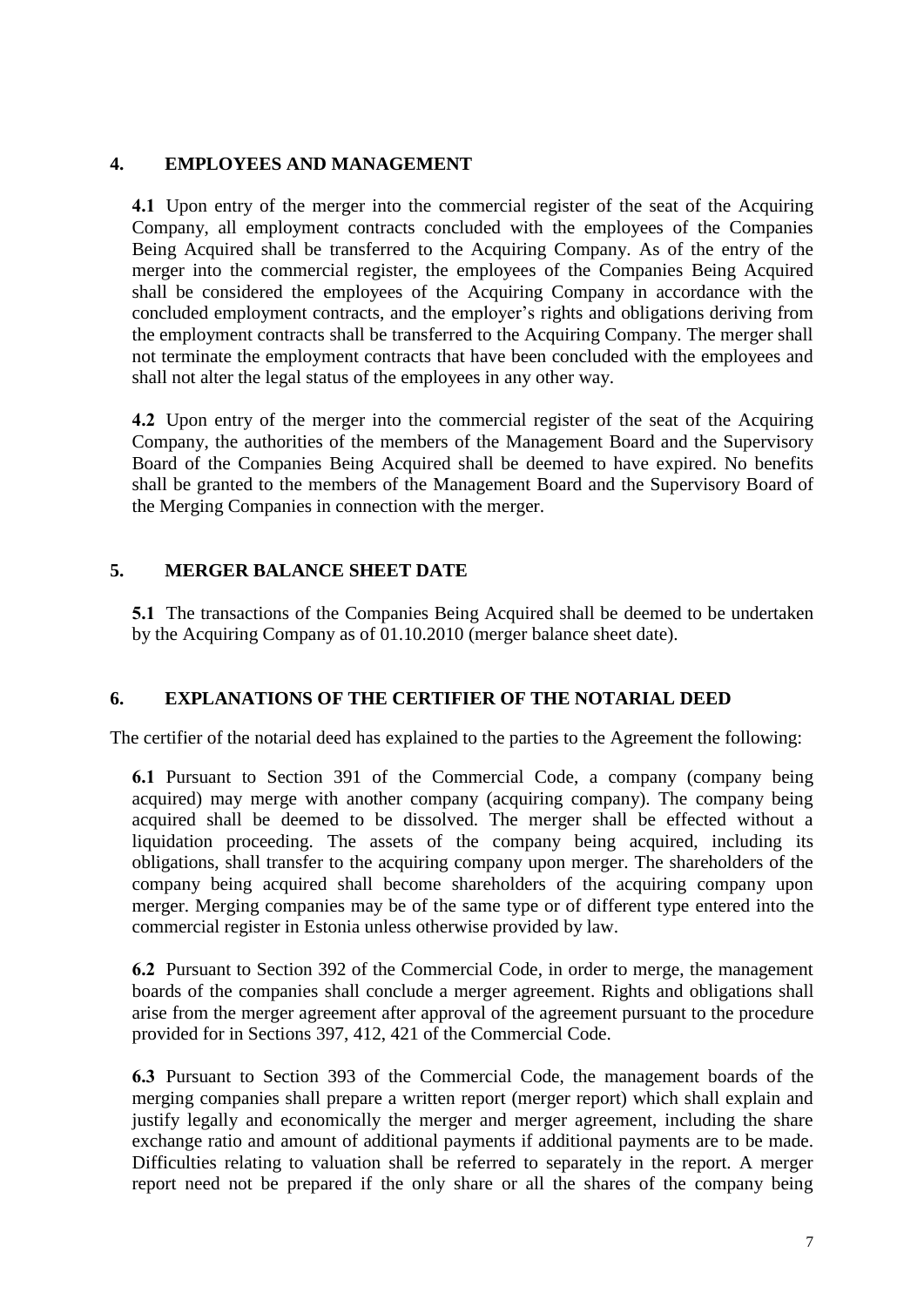## 4. EMPLOYEES AND MANAGEMENT

**4.1** Upon entry of the merger into the commercial register of the seat of the Acquiring Company, all employment contracts concluded with the employees of the Companies Being Acquired shall be transferred to the Acquiring Company. As of the entry of the merger into the commercial register, the employees of the Companies Being Acquired shall be considered the employees of the Acquiring Company in accordance with the concluded employment contracts, and the employer's rights and obligations deriving from the employment contracts shall be transferred to the Acquiring Company. The merger shall not terminate the employment contracts that have been concluded with the employees and shall not alter the legal status of the employees in any other way.

**4.2** Upon entry of the merger into the commercial register of the seat of the Acquiring Company, the authorities of the members of the Management Board and the Supervisory Board of the Companies Being Acquired shall be deemed to have expired. No benefits shall be granted to the members of the Management Board and the Supervisory Board of the Merging Companies in connection with the merger.

## 5. MERGER BALANCE SHEET DATE

**5.1** The transactions of the Companies Being Acquired shall be deemed to be undertaken by the Acquiring Company as of 01.10.2010 (merger balance sheet date).

## 6. EXPLANATIONS OF THE CERTIFIER OF THE NOTARIAL DEED

The certifier of the notarial deed has explained to the parties to the Agreement the following:

**6.1** Pursuant to Section 391 of the Commercial Code, a company (company being acquired) may merge with another company (acquiring company). The company being acquired shall be deemed to be dissolved. The merger shall be effected without a liquidation proceeding. The assets of the company being acquired, including its obligations, shall transfer to the acquiring company upon merger. The shareholders of the company being acquired shall become shareholders of the acquiring company upon merger. Merging companies may be of the same type or of different type entered into the commercial register in Estonia unless otherwise provided by law.

**6.2** Pursuant to Section 392 of the Commercial Code, in order to merge, the management boards of the companies shall conclude a merger agreement. Rights and obligations shall arise from the merger agreement after approval of the agreement pursuant to the procedure provided for in Sections 397, 412, 421 of the Commercial Code.

**6.3** Pursuant to Section 393 of the Commercial Code, the management boards of the merging companies shall prepare a written report (merger report) which shall explain and justify legally and economically the merger and merger agreement, including the share exchange ratio and amount of additional payments if additional payments are to be made. Difficulties relating to valuation shall be referred to separately in the report. A merger report need not be prepared if the only share or all the shares of the company being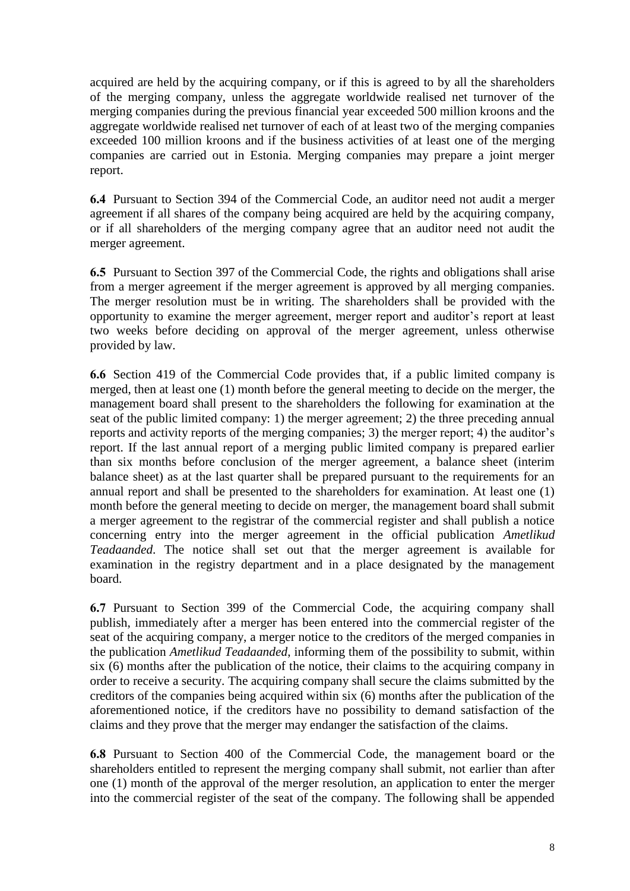acquired are held by the acquiring company, or if this is agreed to by all the shareholders of the merging company, unless the aggregate worldwide realised net turnover of the merging companies during the previous financial year exceeded 500 million kroons and the aggregate worldwide realised net turnover of each of at least two of the merging companies exceeded 100 million kroons and if the business activities of at least one of the merging companies are carried out in Estonia. Merging companies may prepare a joint merger report.

**6.4** Pursuant to Section 394 of the Commercial Code, an auditor need not audit a merger agreement if all shares of the company being acquired are held by the acquiring company, or if all shareholders of the merging company agree that an auditor need not audit the merger agreement.

**6.5** Pursuant to Section 397 of the Commercial Code, the rights and obligations shall arise from a merger agreement if the merger agreement is approved by all merging companies. The merger resolution must be in writing. The shareholders shall be provided with the opportunity to examine the merger agreement, merger report and auditor's report at least two weeks before deciding on approval of the merger agreement, unless otherwise provided by law.

**6.6** Section 419 of the Commercial Code provides that, if a public limited company is merged, then at least one (1) month before the general meeting to decide on the merger, the management board shall present to the shareholders the following for examination at the seat of the public limited company: 1) the merger agreement; 2) the three preceding annual reports and activity reports of the merging companies; 3) the merger report; 4) the auditor's report. If the last annual report of a merging public limited company is prepared earlier than six months before conclusion of the merger agreement, a balance sheet (interim balance sheet) as at the last quarter shall be prepared pursuant to the requirements for an annual report and shall be presented to the shareholders for examination. At least one (1) month before the general meeting to decide on merger, the management board shall submit a merger agreement to the registrar of the commercial register and shall publish a notice concerning entry into the merger agreement in the official publication *Ametlikud Teadaanded*. The notice shall set out that the merger agreement is available for examination in the registry department and in a place designated by the management board.

**6.7** Pursuant to Section 399 of the Commercial Code, the acquiring company shall publish, immediately after a merger has been entered into the commercial register of the seat of the acquiring company, a merger notice to the creditors of the merged companies in the publication *Ametlikud Teadaanded*, informing them of the possibility to submit, within six (6) months after the publication of the notice, their claims to the acquiring company in order to receive a security. The acquiring company shall secure the claims submitted by the creditors of the companies being acquired within six (6) months after the publication of the aforementioned notice, if the creditors have no possibility to demand satisfaction of the claims and they prove that the merger may endanger the satisfaction of the claims.

**6.8** Pursuant to Section 400 of the Commercial Code, the management board or the shareholders entitled to represent the merging company shall submit, not earlier than after one (1) month of the approval of the merger resolution, an application to enter the merger into the commercial register of the seat of the company. The following shall be appended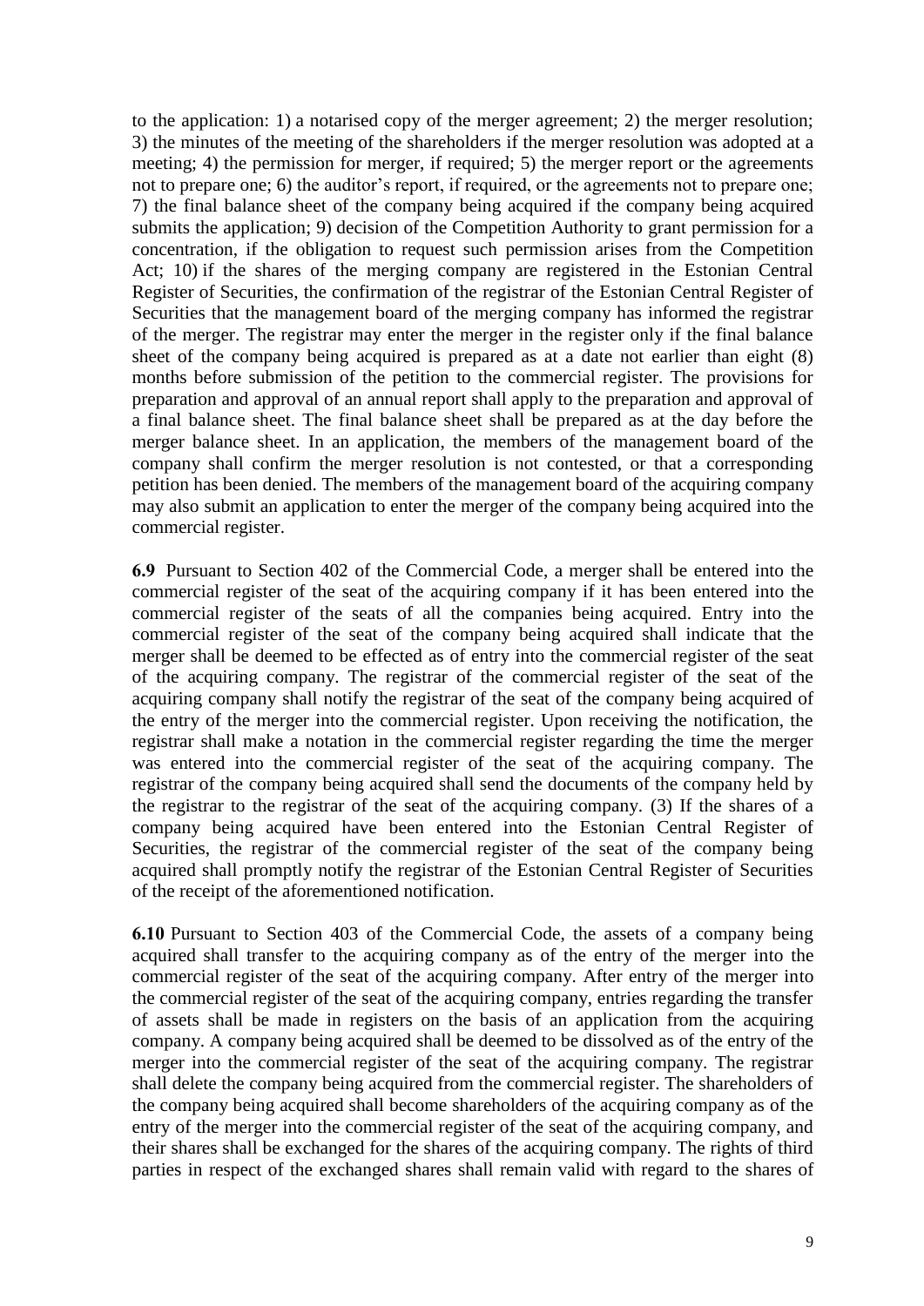to the application: 1) a notarised copy of the merger agreement; 2) the merger resolution; 3) the minutes of the meeting of the shareholders if the merger resolution was adopted at a meeting; 4) the permission for merger, if required; 5) the merger report or the agreements not to prepare one; 6) the auditor's report, if required, or the agreements not to prepare one; 7) the final balance sheet of the company being acquired if the company being acquired submits the application; 9) decision of the Competition Authority to grant permission for a concentration, if the obligation to request such permission arises from the Competition Act; 10) if the shares of the merging company are registered in the Estonian Central Register of Securities, the confirmation of the registrar of the Estonian Central Register of Securities that the management board of the merging company has informed the registrar of the merger. The registrar may enter the merger in the register only if the final balance sheet of the company being acquired is prepared as at a date not earlier than eight (8) months before submission of the petition to the commercial register. The provisions for preparation and approval of an annual report shall apply to the preparation and approval of a final balance sheet. The final balance sheet shall be prepared as at the day before the merger balance sheet. In an application, the members of the management board of the company shall confirm the merger resolution is not contested, or that a corresponding petition has been denied. The members of the management board of the acquiring company may also submit an application to enter the merger of the company being acquired into the commercial register.

**6.9** Pursuant to Section 402 of the Commercial Code, a merger shall be entered into the commercial register of the seat of the acquiring company if it has been entered into the commercial register of the seats of all the companies being acquired. Entry into the commercial register of the seat of the company being acquired shall indicate that the merger shall be deemed to be effected as of entry into the commercial register of the seat of the acquiring company. The registrar of the commercial register of the seat of the acquiring company shall notify the registrar of the seat of the company being acquired of the entry of the merger into the commercial register. Upon receiving the notification, the registrar shall make a notation in the commercial register regarding the time the merger was entered into the commercial register of the seat of the acquiring company. The registrar of the company being acquired shall send the documents of the company held by the registrar to the registrar of the seat of the acquiring company. (3) If the shares of a company being acquired have been entered into the Estonian Central Register of Securities, the registrar of the commercial register of the seat of the company being acquired shall promptly notify the registrar of the Estonian Central Register of Securities of the receipt of the aforementioned notification.

**6.10** Pursuant to Section 403 of the Commercial Code, the assets of a company being acquired shall transfer to the acquiring company as of the entry of the merger into the commercial register of the seat of the acquiring company. After entry of the merger into the commercial register of the seat of the acquiring company, entries regarding the transfer of assets shall be made in registers on the basis of an application from the acquiring company. A company being acquired shall be deemed to be dissolved as of the entry of the merger into the commercial register of the seat of the acquiring company. The registrar shall delete the company being acquired from the commercial register. The shareholders of the company being acquired shall become shareholders of the acquiring company as of the entry of the merger into the commercial register of the seat of the acquiring company, and their shares shall be exchanged for the shares of the acquiring company. The rights of third parties in respect of the exchanged shares shall remain valid with regard to the shares of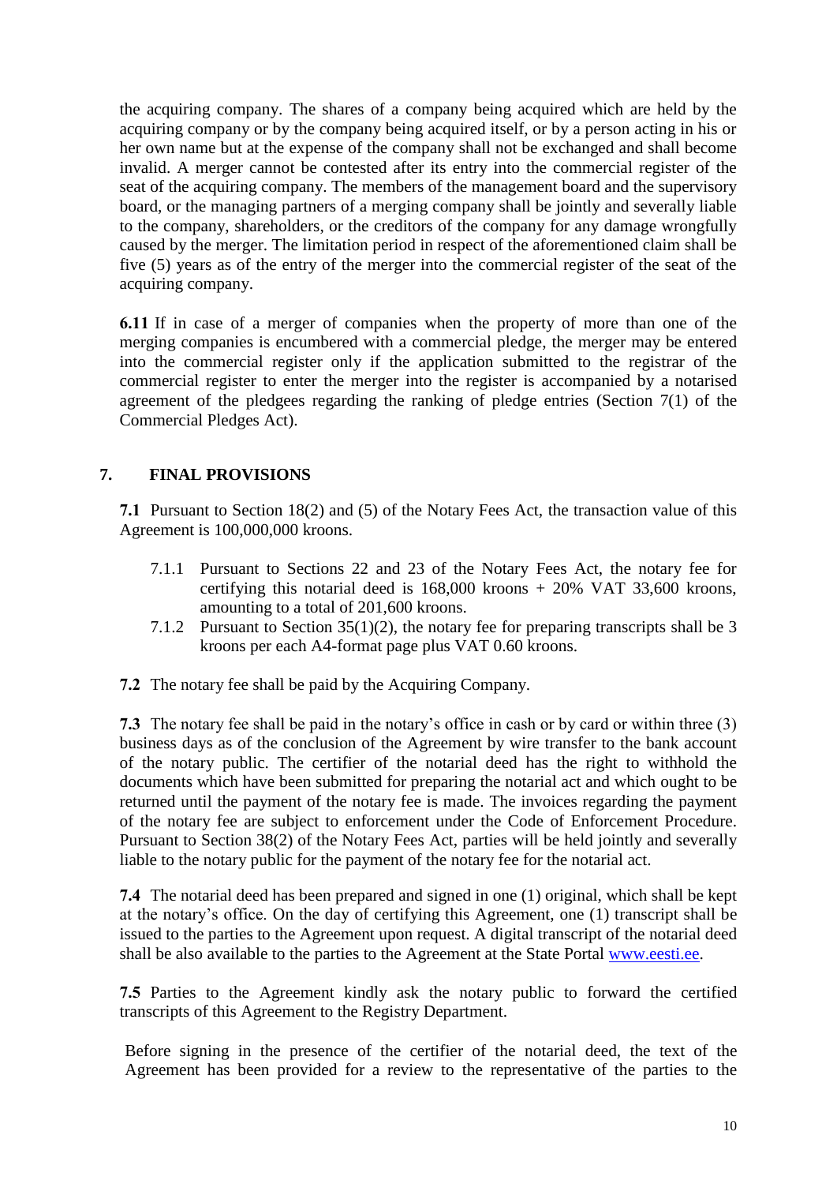the acquiring company. The shares of a company being acquired which are held by the acquiring company or by the company being acquired itself, or by a person acting in his or her own name but at the expense of the company shall not be exchanged and shall become invalid. A merger cannot be contested after its entry into the commercial register of the seat of the acquiring company. The members of the management board and the supervisory board, or the managing partners of a merging company shall be jointly and severally liable to the company, shareholders, or the creditors of the company for any damage wrongfully caused by the merger. The limitation period in respect of the aforementioned claim shall be five (5) years as of the entry of the merger into the commercial register of the seat of the acquiring company.

**6.11** If in case of a merger of companies when the property of more than one of the merging companies is encumbered with a commercial pledge, the merger may be entered into the commercial register only if the application submitted to the registrar of the commercial register to enter the merger into the register is accompanied by a notarised agreement of the pledgees regarding the ranking of pledge entries (Section 7(1) of the Commercial Pledges Act).

## 7. FINAL PROVISIONS

**7.1** Pursuant to Section 18(2) and (5) of the Notary Fees Act, the transaction value of this Agreement is 100,000,000 kroons.

7.1.1 Pursuant to Sections 22 and 23 of the Notary Fees Act, the notary fee for certifying this notarial deed is 168,000 kroons + 20% VAT 33,600 kroons, amounting to a total of 201,600 kroons.

7.1.2 Pursuant to Section 35(1)(2), the notary fee for preparing transcripts shall be 3 kroons per each A4-format page plus VAT 0.60 kroons.

**7.2** The notary fee shall be paid by the Acquiring Company.

**7.3** The notary fee shall be paid in the notary's office in cash or by card or within three (3) business days as of the conclusion of the Agreement by wire transfer to the bank account of the notary public. The certifier of the notarial deed has the right to withhold the documents which have been submitted for preparing the notarial act and which ought to be returned until the payment of the notary fee is made. The invoices regarding the payment of the notary fee are subject to enforcement under the Code of Enforcement Procedure. Pursuant to Section 38(2) of the Notary Fees Act, parties will be held jointly and severally liable to the notary public for the payment of the notary fee for the notarial act.

**7.4** The notarial deed has been prepared and signed in one (1) original, which shall be kept at the notary's office. On the day of certifying this Agreement, one (1) transcript shall be issued to the parties to the Agreement upon request. A digital transcript of the notarial deed shall be also available to the parties to the Agreement at the State Portal www.eesti.ee.

**7.5** Parties to the Agreement kindly ask the notary public to forward the certified transcripts of this Agreement to the Registry Department.

Before signing in the presence of the certifier of the notarial deed, the text of the Agreement has been provided for a review to the representative of the parties to the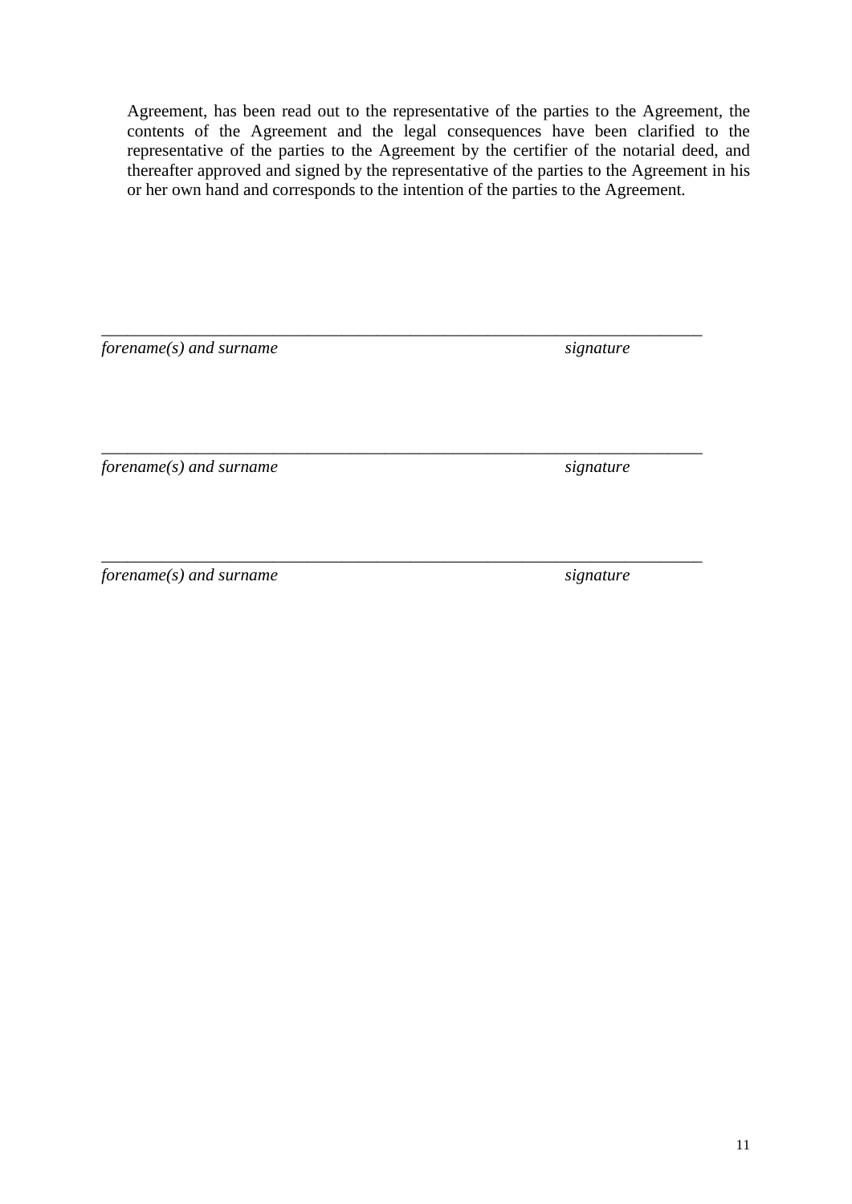Agreement, has been read out to the representative of the parties to the Agreement, the contents of the Agreement and the legal consequences have been clarified to the representative of the parties to the Agreement by the certifier of the notarial deed, and thereafter approved and signed by the representative of the parties to the Agreement in his or her own hand and corresponds to the intention of the parties to the Agreement.

\_\_\_\_\_\_\_\_\_\_\_\_\_\_\_\_\_\_\_\_\_\_\_\_\_\_\_\_\_\_\_\_\_\_\_\_\_\_\_\_\_\_\_\_\_\_\_\_\_\_\_\_\_\_\_\_\_\_\_\_\_\_\_\_\_\_\_\_\_\_

*forename(s) and surname* *signature*

\_\_\_\_\_\_\_\_\_\_\_\_\_\_\_\_\_\_\_\_\_\_\_\_\_\_\_\_\_\_\_\_\_\_\_\_\_\_\_\_\_\_\_\_\_\_\_\_\_\_\_\_\_\_\_\_\_\_\_\_\_\_\_\_\_\_\_\_\_\_

*forename(s) and surname* *signature*

\_\_\_\_\_\_\_\_\_\_\_\_\_\_\_\_\_\_\_\_\_\_\_\_\_\_\_\_\_\_\_\_\_\_\_\_\_\_\_\_\_\_\_\_\_\_\_\_\_\_\_\_\_\_\_\_\_\_\_\_\_\_\_\_\_\_\_\_\_\_

*forename(s) and surname* *signature*